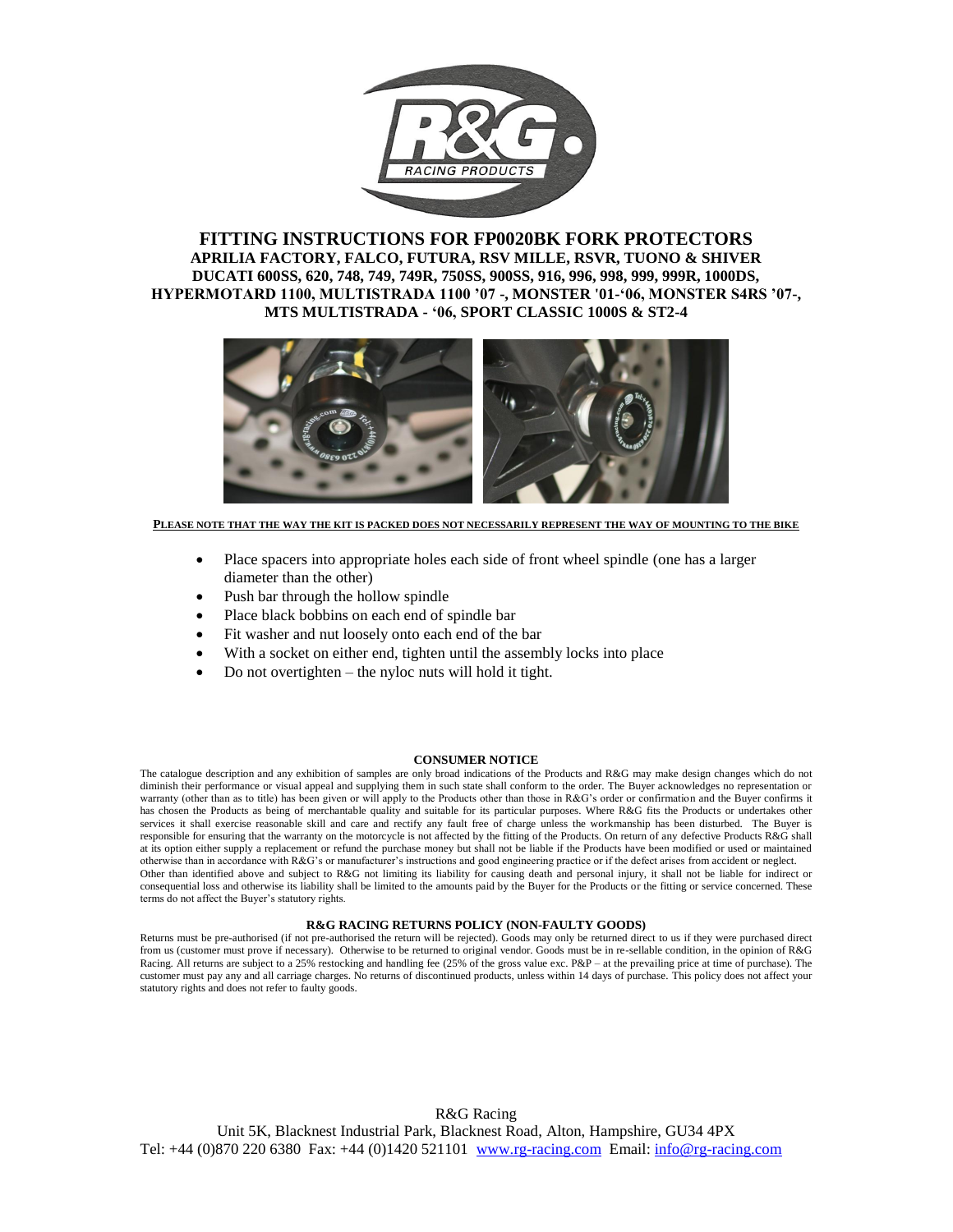# FITTING INSTRUCTIONS FOR FP0020BK FORK PROTECTORS

**APRILIA FACTORY, FALCO, FUTURA, RSV MILLE, RSVR, TUONO & SHIVER**
**DUCATI 600SS, 620, 748, 749, 749R, 750SS, 900SS, 916, 996, 998, 999, 999R, 1000DS, HYPERMOTARD 1100, MULTISTRADA 1100 '07 -, MONSTER '01-'06, MONSTER S4RS '07-, MTS MULTISTRADA - '06, SPORT CLASSIC 1000S & ST2-4**

**PLEASE NOTE THAT THE WAY THE KIT IS PACKED DOES NOT NECESSARILY REPRESENT THE WAY OF MOUNTING TO THE BIKE**

- Place spacers into appropriate holes each side of front wheel spindle (one has a larger diameter than the other)
- Push bar through the hollow spindle
- Place black bobbins on each end of spindle bar
- Fit washer and nut loosely onto each end of the bar
- With a socket on either end, tighten until the assembly locks into place
- Do not overtighten – the nyloc nuts will hold it tight.

**CONSUMER NOTICE**

The catalogue description and any exhibition of samples are only broad indications of the Products and R&G may make design changes which do not diminish their performance or visual appeal and supplying them in such state shall conform to the order. The Buyer acknowledges no representation or warranty (other than as to title) has been given or will apply to the Products other than those in R&G's order or confirmation and the Buyer confirms it has chosen the Products as being of merchantable quality and suitable for its particular purposes. Where R&G fits the Products or undertakes other services it shall exercise reasonable skill and care and rectify any fault free of charge unless the workmanship has been disturbed. The Buyer is responsible for ensuring that the warranty on the motorcycle is not affected by the fitting of the Products. On return of any defective Products R&G shall at its option either supply a replacement or refund the purchase money but shall not be liable if the Products have been modified or used or maintained otherwise than in accordance with R&G's or manufacturer's instructions and good engineering practice or if the defect arises from accident or neglect.
Other than identified above and subject to R&G not limiting its liability for causing death and personal injury, it shall not be liable for indirect or consequential loss and otherwise its liability shall be limited to the amounts paid by the Buyer for the Products or the fitting or service concerned. These terms do not affect the Buyer's statutory rights.

**R&G RACING RETURNS POLICY (NON-FAULTY GOODS)**

Returns must be pre-authorised (if not pre-authorised the return will be rejected). Goods may only be returned direct to us if they were purchased direct from us (customer must prove if necessary). Otherwise to be returned to original vendor. Goods must be in re-sellable condition, in the opinion of R&G Racing. All returns are subject to a 25% restocking and handling fee (25% of the gross value exc. P&P – at the prevailing price at time of purchase). The customer must pay any and all carriage charges. No returns of discontinued products, unless within 14 days of purchase. This policy does not affect your statutory rights and does not refer to faulty goods.

R&G Racing
Unit 5K, Blacknest Industrial Park, Blacknest Road, Alton, Hampshire, GU34 4PX
Tel: +44 (0)870 220 6380 Fax: +44 (0)1420 521101 www.rg-racing.com Email: info@rg-racing.com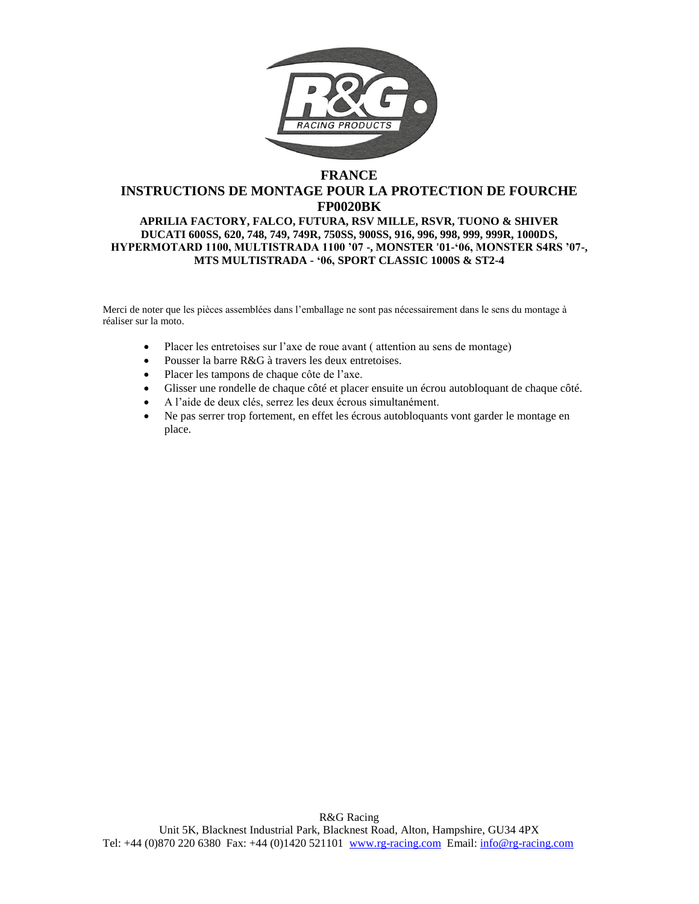# FRANCE

# INSTRUCTIONS DE MONTAGE POUR LA PROTECTION DE FOURCHE FP0020BK

**APRILIA FACTORY, FALCO, FUTURA, RSV MILLE, RSVR, TUONO & SHIVER**
**DUCATI 600SS, 620, 748, 749, 749R, 750SS, 900SS, 916, 996, 998, 999, 999R, 1000DS, HYPERMOTARD 1100, MULTISTRADA 1100 '07 -, MONSTER '01-'06, MONSTER S4RS '07-, MTS MULTISTRADA - '06, SPORT CLASSIC 1000S & ST2-4**

Merci de noter que les pièces assemblées dans l'emballage ne sont pas nécessairement dans le sens du montage à réaliser sur la moto.

- Placer les entretoises sur l'axe de roue avant ( attention au sens de montage)
- Pousser la barre R&G à travers les deux entretoises.
- Placer les tampons de chaque côte de l'axe.
- Glisser une rondelle de chaque côté et placer ensuite un écrou autobloquant de chaque côté.
- A l'aide de deux clés, serrez les deux écrous simultanément.
- Ne pas serrer trop fortement, en effet les écrous autobloquants vont garder le montage en place.

R&G Racing
Unit 5K, Blacknest Industrial Park, Blacknest Road, Alton, Hampshire, GU34 4PX
Tel: +44 (0)870 220 6380 Fax: +44 (0)1420 521101 www.rg-racing.com Email: info@rg-racing.com